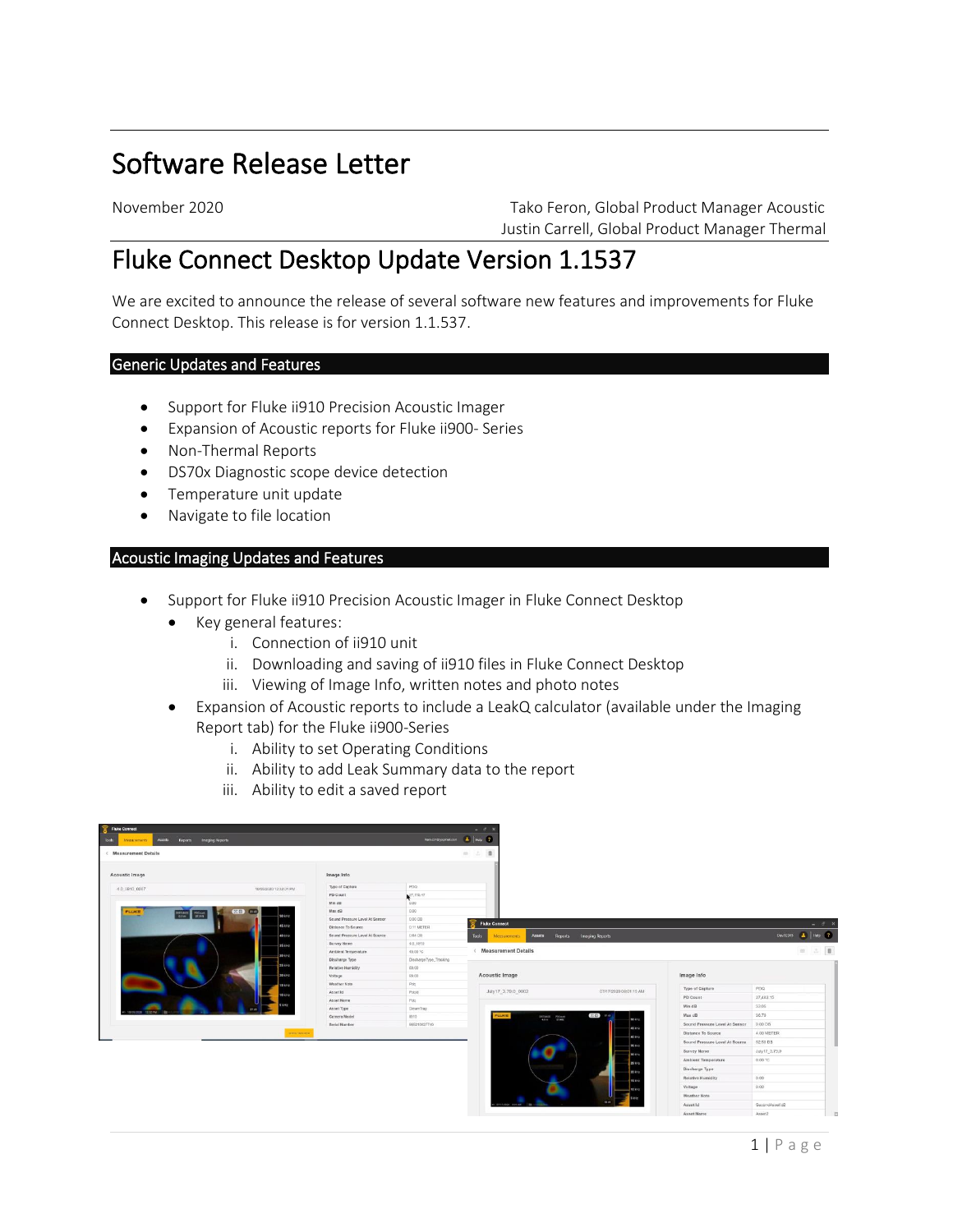# Software Release Letter

November 2020

Tako Feron, Global Product Manager Acoustic
Justin Carrell, Global Product Manager Thermal

# Fluke Connect Desktop Update Version 1.1537

We are excited to announce the release of several software new features and improvements for Fluke Connect Desktop. This release is for version 1.1.537.

## Generic Updates and Features

- Support for Fluke ii910 Precision Acoustic Imager
- Expansion of Acoustic reports for Fluke ii900- Series
- Non-Thermal Reports
- DS70x Diagnostic scope device detection
- Temperature unit update
- Navigate to file location

## Acoustic Imaging Updates and Features

- Support for Fluke ii910 Precision Acoustic Imager in Fluke Connect Desktop
  - Key general features:
    1. Connection of ii910 unit
    2. Downloading and saving of ii910 files in Fluke Connect Desktop
    3. Viewing of Image Info, written notes and photo notes
  - Expansion of Acoustic reports to include a LeakQ calculator (available under the Imaging Report tab) for the Fluke ii900-Series
    1. Ability to set Operating Conditions
    2. Ability to add Leak Summary data to the report
    3. Ability to edit a saved report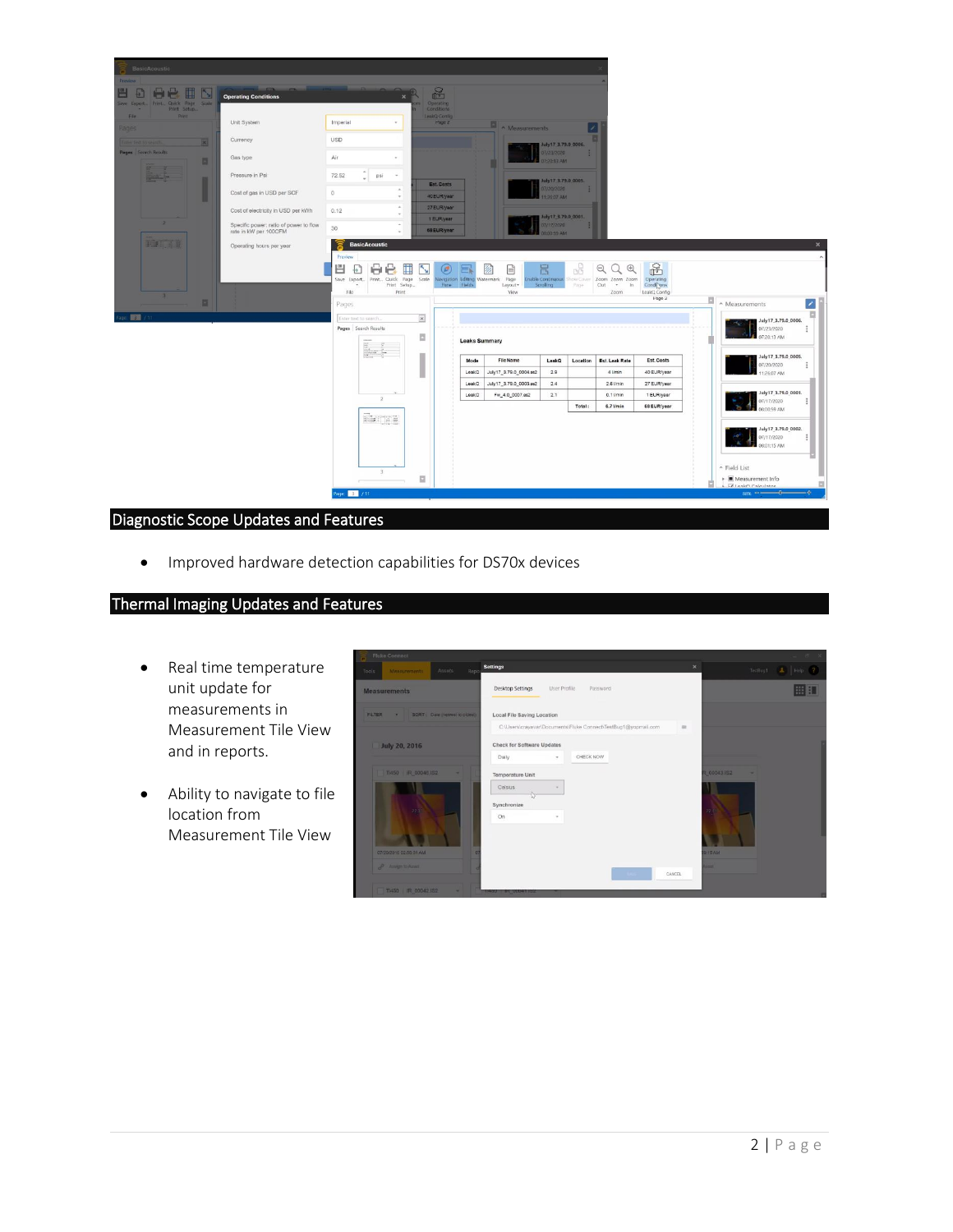## Diagnostic Scope Updates and Features

- Improved hardware detection capabilities for DS70x devices

## Thermal Imaging Updates and Features

- Real time temperature unit update for measurements in Measurement Tile View and in reports.
- Ability to navigate to file location from Measurement Tile View